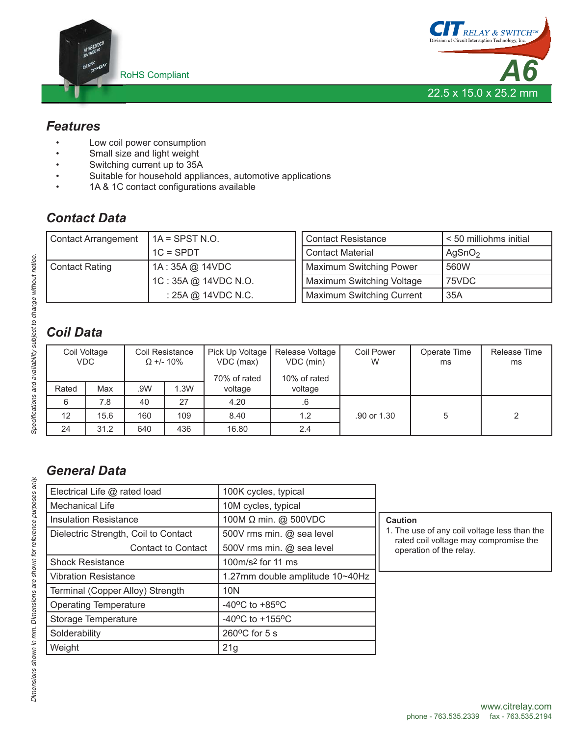RoHS Compliant

CIT RELAY & SWITCH™
Division of Circuit Interruption Technology, Inc.

# A6

22.5 x 15.0 x 25.2 mm

## Features

- Low coil power consumption
- Small size and light weight
- Switching current up to 35A
- Suitable for household appliances, automotive applications
- 1A & 1C contact configurations available

## Contact Data

| | |
|---|---|
| Contact Arrangement | 1A = SPST N.O.<br>1C = SPDT |
| Contact Rating | 1A : 35A @ 14VDC<br>1C : 35A @ 14VDC N.O.<br>: 25A @ 14VDC N.C. |

| | |
|---|---|
| Contact Resistance | < 50 milliohms initial |
| Contact Material | $AgSnO_2$ |
| Maximum Switching Power | 560W |
| Maximum Switching Voltage | 75VDC |
| Maximum Switching Current | 35A |

## Coil Data

| Coil Voltage VDC | | Coil Resistance Ω +/- 10% | | Pick Up Voltage VDC (max) | Release Voltage VDC (min) | Coil Power W | Operate Time ms | Release Time ms |
|---|---|---|---|---|---|---|---|---|
| Rated | Max | .9W | 1.3W | 70% of rated voltage | 10% of rated voltage | | | |
| 6 | 7.8 | 40 | 27 | 4.20 | .6 | .90 or 1.30 | 5 | 2 |
| 12 | 15.6 | 160 | 109 | 8.40 | 1.2 | | | |
| 24 | 31.2 | 640 | 436 | 16.80 | 2.4 | | | |

## General Data

| | |
|---|---|
| Electrical Life @ rated load | 100K cycles, typical |
| Mechanical Life | 10M cycles, typical |
| Insulation Resistance | 100M Ω min. @ 500VDC |
| Dielectric Strength, Coil to Contact | 500V rms min. @ sea level |
| Contact to Contact | 500V rms min. @ sea level |
| Shock Resistance | 100m/s$^2$ for 11 ms |
| Vibration Resistance | 1.27mm double amplitude 10~40Hz |
| Terminal (Copper Alloy) Strength | 10N |
| Operating Temperature | -40°C to +85°C |
| Storage Temperature | -40°C to +155°C |
| Solderability | 260°C for 5 s |
| Weight | 21g |

**Caution**

1. The use of any coil voltage less than the rated coil voltage may compromise the operation of the relay.

*Specifications and availability subject to change without notice.*

*Dimensions shown in mm. Dimensions are shown for reference purposes only.*

www.citrelay.com
phone - 763.535.2339 fax - 763.535.2194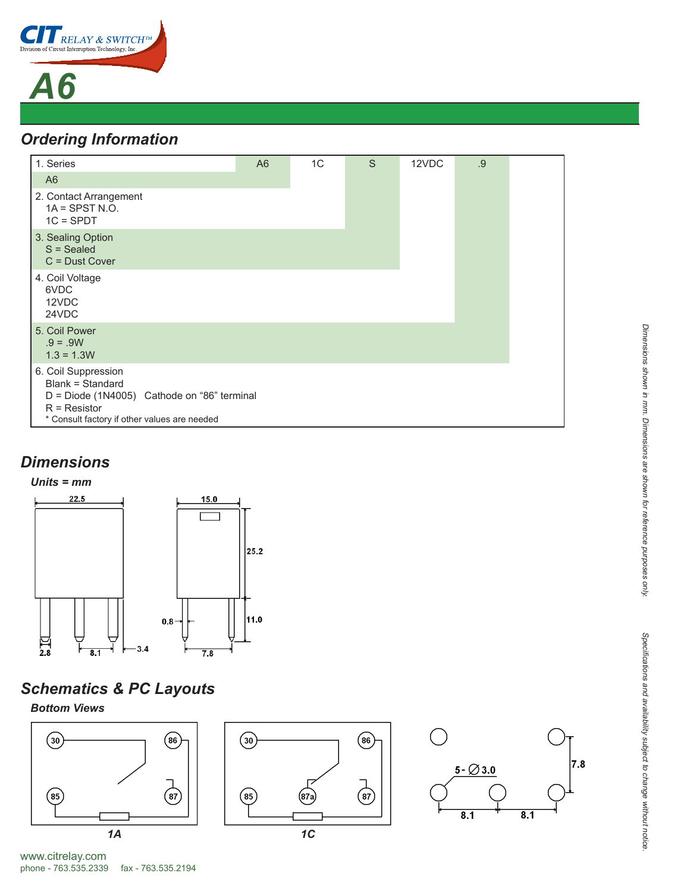# A6

## Ordering Information

| | | | | | |
|---|---|---|---|---|---|
| 1. Series | A6 | 1C | S | 12VDC | .9 |
| A6 | | | | | |
| 2. Contact Arrangement<br>1A = SPST N.O.<br>1C = SPDT | | | | | |
| 3. Sealing Option<br>S = Sealed<br>C = Dust Cover | | | | | |
| 4. Coil Voltage<br>6VDC<br>12VDC<br>24VDC | | | | | |
| 5. Coil Power<br>.9 = .9W<br>1.3 = 1.3W | | | | | |
| 6. Coil Suppression<br>Blank = Standard<br>D = Diode (1N4005) Cathode on "86" terminal<br>R = Resistor<br>* Consult factory if other values are needed | | | | | |

## Dimensions

### Units = mm

22.5
2.8
8.1
3.4
15.0
25.2
0.8
11.0
7.8

## Schematics & PC Layouts

### Bottom Views

30
86
85
87
1A

30
86
85
87a
87
1C

5 - ∅3.0
7.8
8.1
8.1

*Dimensions shown in mm. Dimensions are shown for reference purposes only.*

*Specifications and availability subject to change without notice.*

www.citrelay.com
phone - 763.535.2339 fax - 763.535.2194